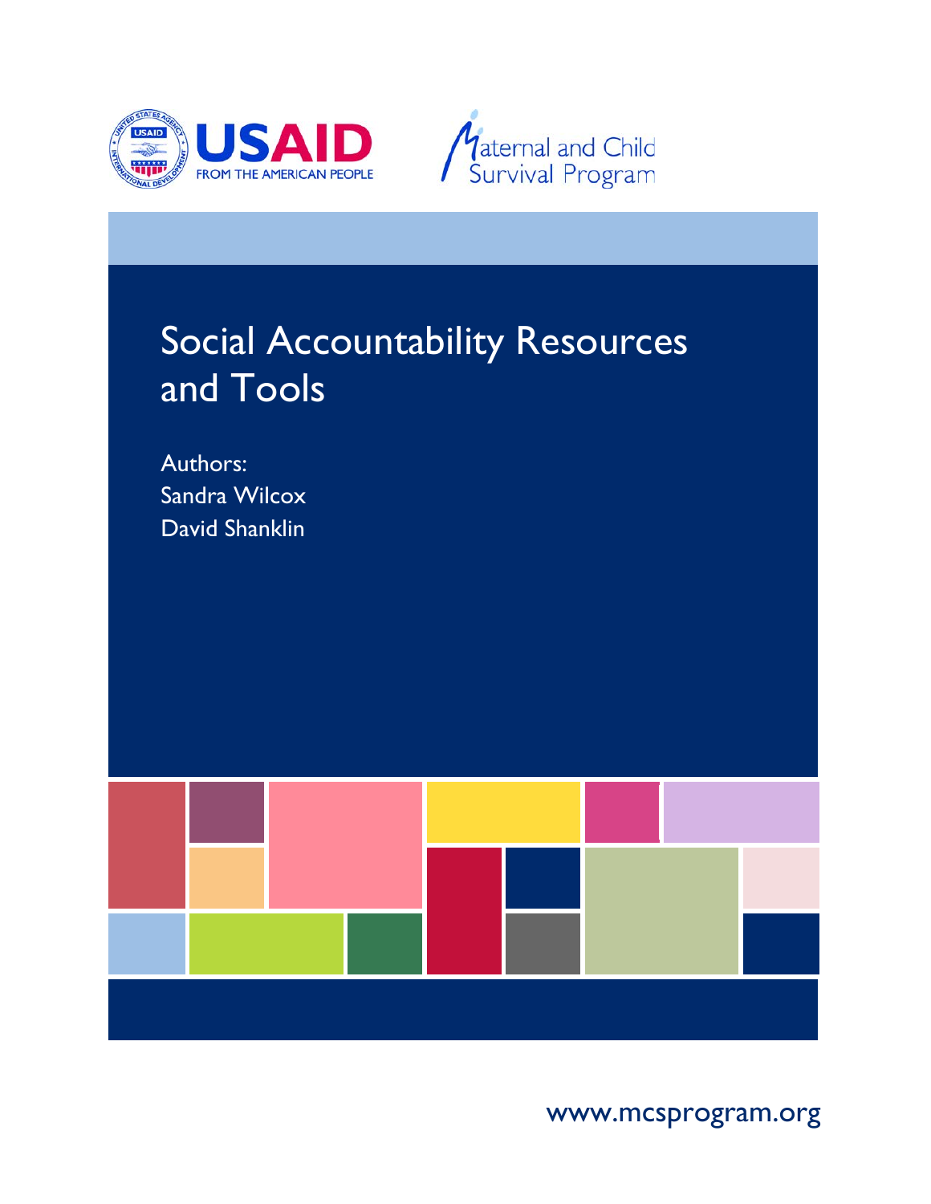USAID
FROM THE AMERICAN PEOPLE

Maternal and Child Survival Program

# Social Accountability Resources and Tools

Authors:
Sandra Wilcox
David Shanklin

www.mcsprogram.org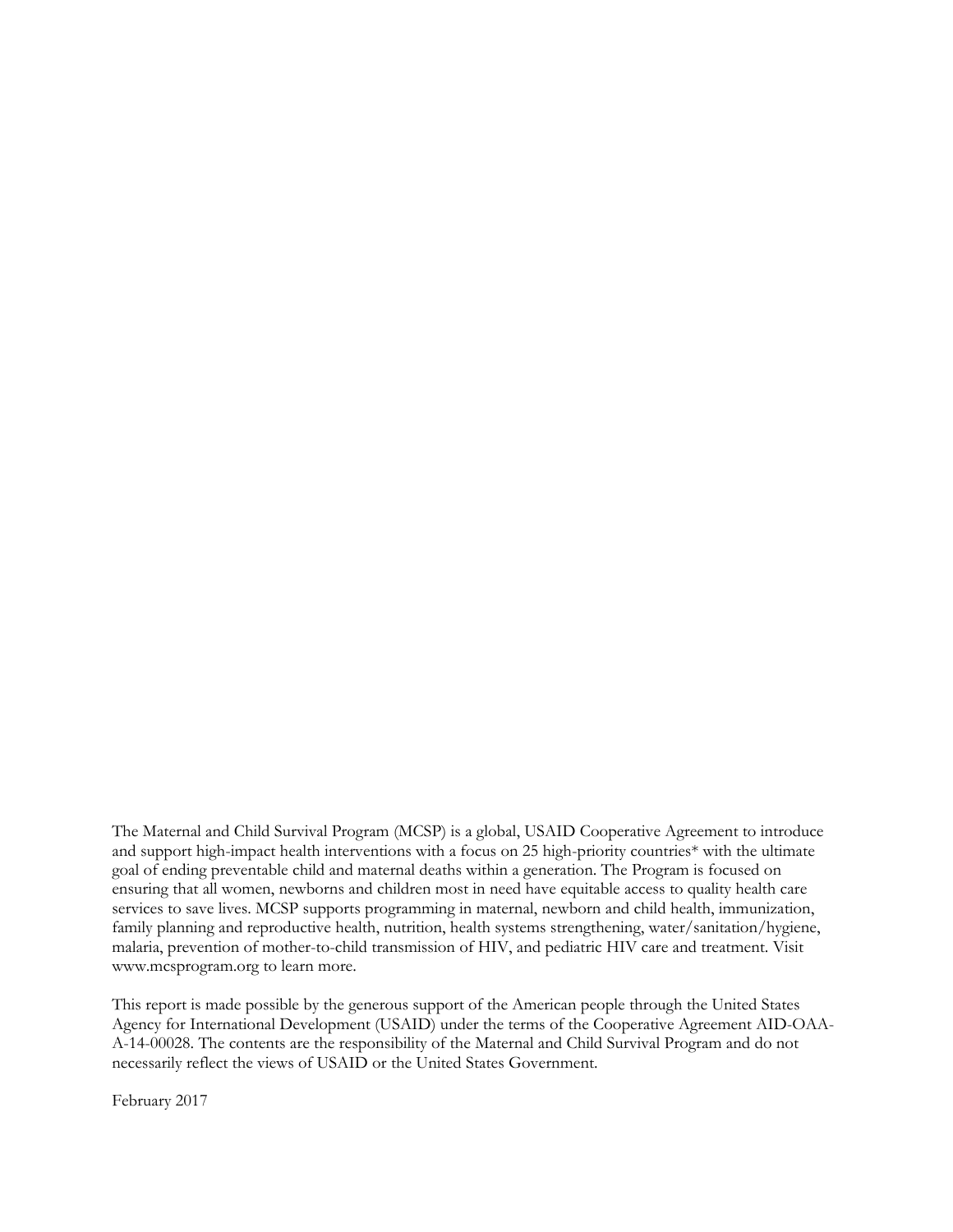The Maternal and Child Survival Program (MCSP) is a global, USAID Cooperative Agreement to introduce and support high-impact health interventions with a focus on 25 high-priority countries* with the ultimate goal of ending preventable child and maternal deaths within a generation. The Program is focused on ensuring that all women, newborns and children most in need have equitable access to quality health care services to save lives. MCSP supports programming in maternal, newborn and child health, immunization, family planning and reproductive health, nutrition, health systems strengthening, water/sanitation/hygiene, malaria, prevention of mother-to-child transmission of HIV, and pediatric HIV care and treatment. Visit www.mcsprogram.org to learn more.

This report is made possible by the generous support of the American people through the United States Agency for International Development (USAID) under the terms of the Cooperative Agreement AID-OAA-A-14-00028. The contents are the responsibility of the Maternal and Child Survival Program and do not necessarily reflect the views of USAID or the United States Government.

February 2017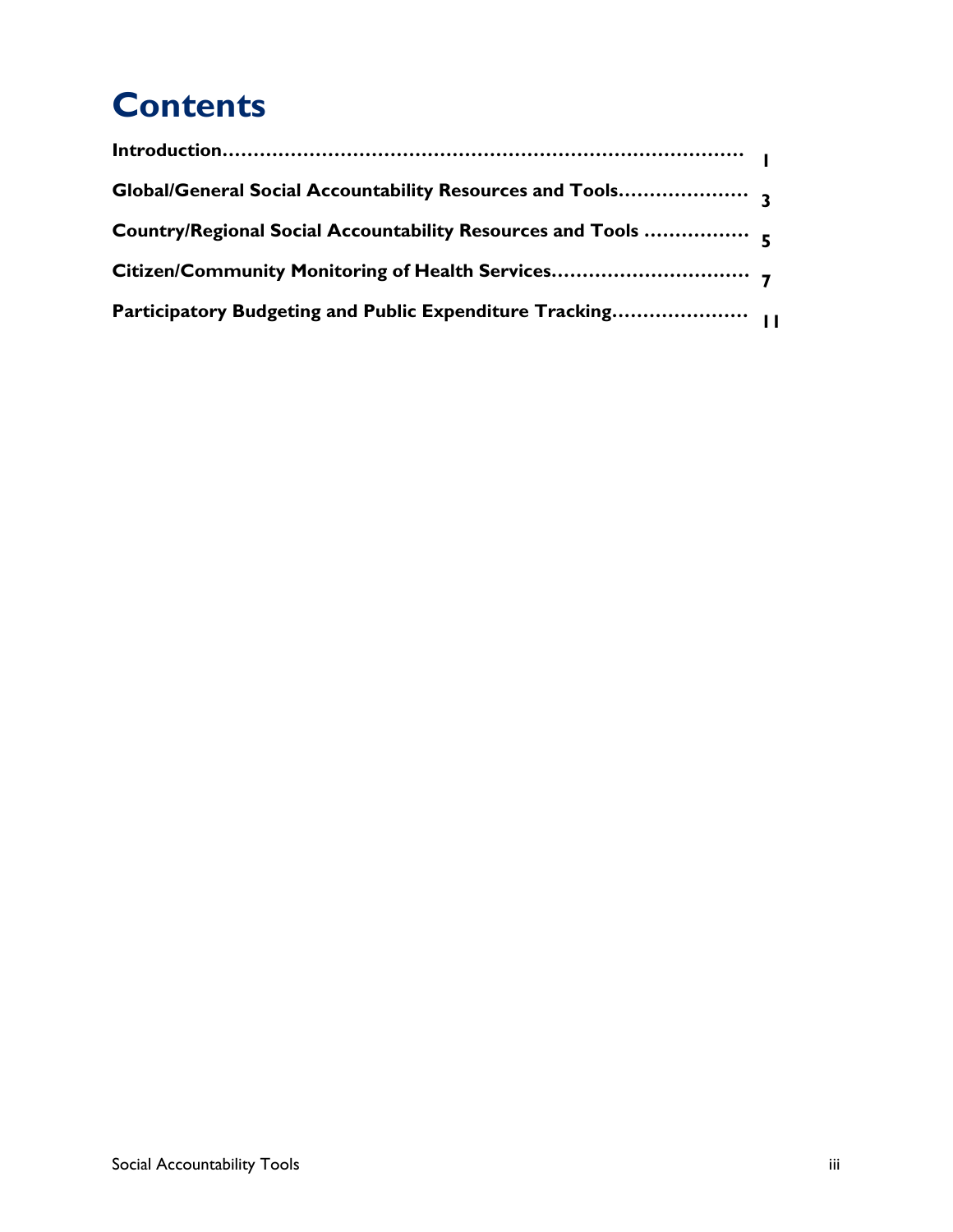# Contents

**Introduction** .......................................................................... **1**

**Global/General Social Accountability Resources and Tools** .................... **3**

**Country/Regional Social Accountability Resources and Tools** ................ **5**

**Citizen/Community Monitoring of Health Services** ................................ **7**

**Participatory Budgeting and Public Expenditure Tracking** ...................... **11**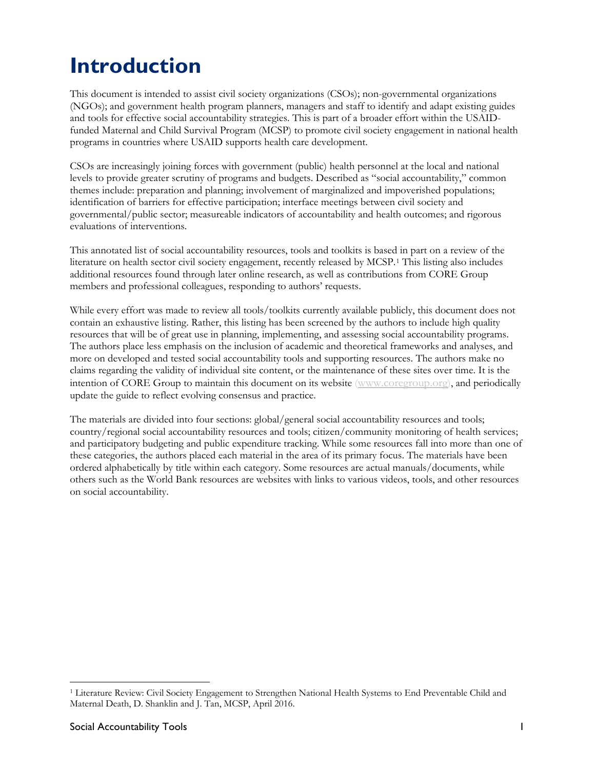# Introduction

This document is intended to assist civil society organizations (CSOs); non-governmental organizations (NGOs); and government health program planners, managers and staff to identify and adapt existing guides and tools for effective social accountability strategies. This is part of a broader effort within the USAID-funded Maternal and Child Survival Program (MCSP) to promote civil society engagement in national health programs in countries where USAID supports health care development.

CSOs are increasingly joining forces with government (public) health personnel at the local and national levels to provide greater scrutiny of programs and budgets. Described as "social accountability," common themes include: preparation and planning; involvement of marginalized and impoverished populations; identification of barriers for effective participation; interface meetings between civil society and governmental/public sector; measureable indicators of accountability and health outcomes; and rigorous evaluations of interventions.

This annotated list of social accountability resources, tools and toolkits is based in part on a review of the literature on health sector civil society engagement, recently released by MCSP.[1] This listing also includes additional resources found through later online research, as well as contributions from CORE Group members and professional colleagues, responding to authors' requests.

While every effort was made to review all tools/toolkits currently available publicly, this document does not contain an exhaustive listing. Rather, this listing has been screened by the authors to include high quality resources that will be of great use in planning, implementing, and assessing social accountability programs. The authors place less emphasis on the inclusion of academic and theoretical frameworks and analyses, and more on developed and tested social accountability tools and supporting resources. The authors make no claims regarding the validity of individual site content, or the maintenance of these sites over time. It is the intention of CORE Group to maintain this document on its website (www.coregroup.org), and periodically update the guide to reflect evolving consensus and practice.

The materials are divided into four sections: global/general social accountability resources and tools; country/regional social accountability resources and tools; citizen/community monitoring of health services; and participatory budgeting and public expenditure tracking. While some resources fall into more than one of these categories, the authors placed each material in the area of its primary focus. The materials have been ordered alphabetically by title within each category. Some resources are actual manuals/documents, while others such as the World Bank resources are websites with links to various videos, tools, and other resources on social accountability.

[1] Literature Review: Civil Society Engagement to Strengthen National Health Systems to End Preventable Child and Maternal Death, D. Shanklin and J. Tan, MCSP, April 2016.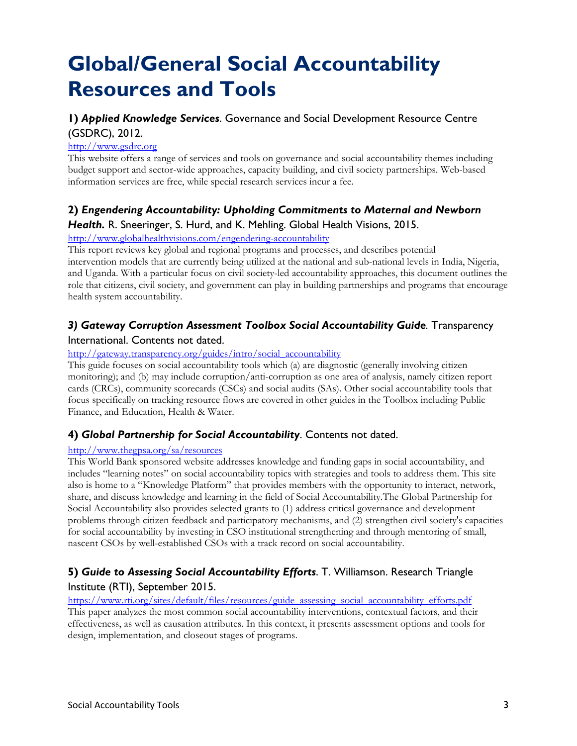# Global/General Social Accountability Resources and Tools

### 1) *Applied Knowledge Services*. Governance and Social Development Resource Centre (GSDRC), 2012.

http://www.gsdrc.org

This website offers a range of services and tools on governance and social accountability themes including budget support and sector-wide approaches, capacity building, and civil society partnerships. Web-based information services are free, while special research services incur a fee.

### 2) *Engendering Accountability: Upholding Commitments to Maternal and Newborn Health.* R. Sneeringer, S. Hurd, and K. Mehling. Global Health Visions, 2015.

http://www.globalhealthvisions.com/engendering-accountability

This report reviews key global and regional programs and processes, and describes potential intervention models that are currently being utilized at the national and sub-national levels in India, Nigeria, and Uganda. With a particular focus on civil society-led accountability approaches, this document outlines the role that citizens, civil society, and government can play in building partnerships and programs that encourage health system accountability.

### *3) Gateway Corruption Assessment Toolbox Social Accountability Guide*. Transparency International. Contents not dated.

http://gateway.transparency.org/guides/intro/social_accountability

This guide focuses on social accountability tools which (a) are diagnostic (generally involving citizen monitoring); and (b) may include corruption/anti-corruption as one area of analysis, namely citizen report cards (CRCs), community scorecards (CSCs) and social audits (SAs). Other social accountability tools that focus specifically on tracking resource flows are covered in other guides in the Toolbox including Public Finance, and Education, Health & Water.

### 4) *Global Partnership for Social Accountability*. Contents not dated.

http://www.thegpsa.org/sa/resources

This World Bank sponsored website addresses knowledge and funding gaps in social accountability, and includes "learning notes" on social accountability topics with strategies and tools to address them. This site also is home to a "Knowledge Platform" that provides members with the opportunity to interact, network, share, and discuss knowledge and learning in the field of Social Accountability.The Global Partnership for Social Accountability also provides selected grants to (1) address critical governance and development problems through citizen feedback and participatory mechanisms, and (2) strengthen civil society's capacities for social accountability by investing in CSO institutional strengthening and through mentoring of small, nascent CSOs by well-established CSOs with a track record on social accountability.

### 5) *Guide to Assessing Social Accountability Efforts*. T. Williamson. Research Triangle Institute (RTI), September 2015.

https://www.rti.org/sites/default/files/resources/guide_assessing_social_accountability_efforts.pdf

This paper analyzes the most common social accountability interventions, contextual factors, and their effectiveness, as well as causation attributes. In this context, it presents assessment options and tools for design, implementation, and closeout stages of programs.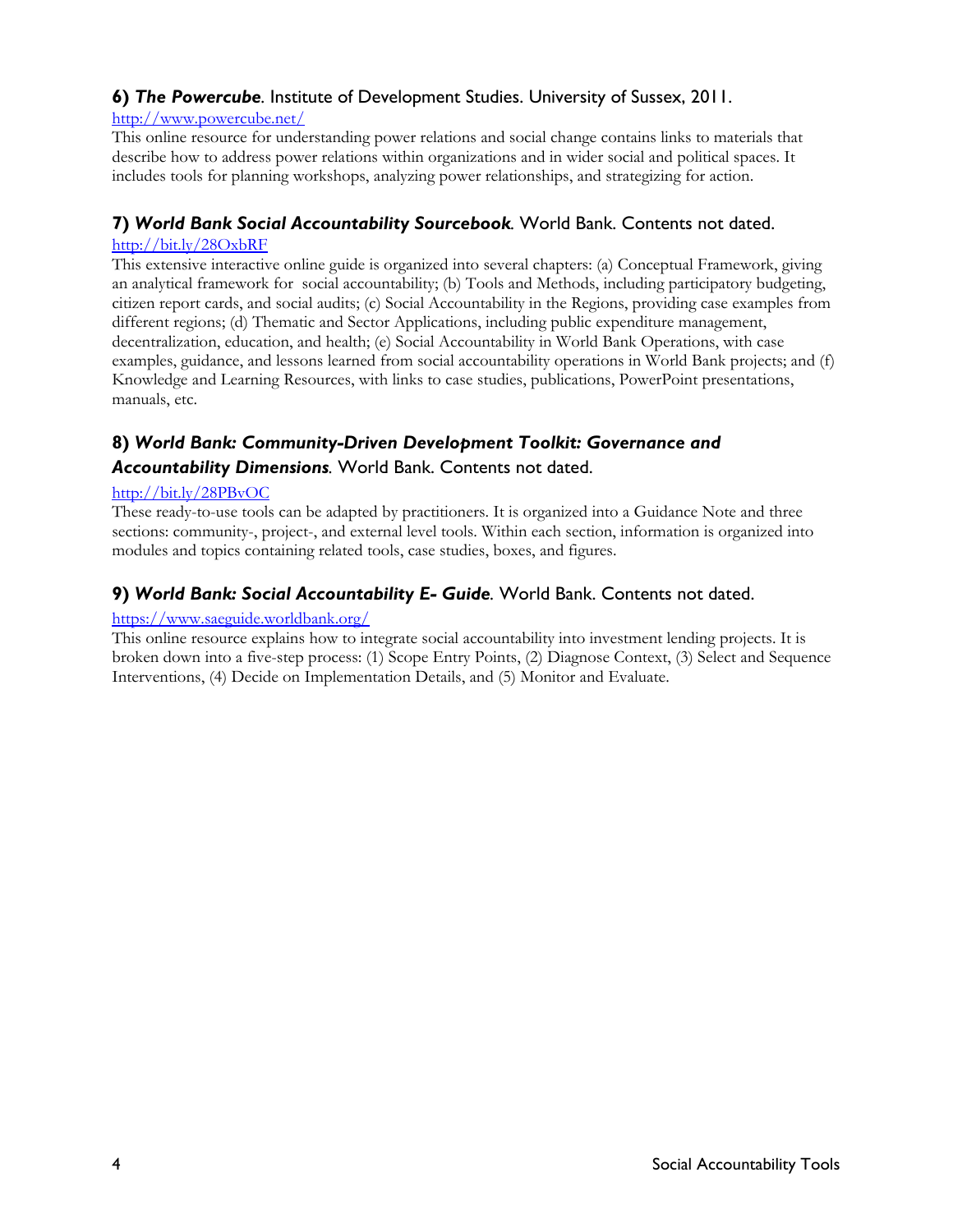### 6) ***The Powercube***. Institute of Development Studies. University of Sussex, 2011.

http://www.powercube.net/

This online resource for understanding power relations and social change contains links to materials that describe how to address power relations within organizations and in wider social and political spaces. It includes tools for planning workshops, analyzing power relationships, and strategizing for action.

### 7) ***World Bank Social Accountability Sourcebook***. World Bank. Contents not dated.

http://bit.ly/28OxbRF

This extensive interactive online guide is organized into several chapters: (a) Conceptual Framework, giving an analytical framework for social accountability; (b) Tools and Methods, including participatory budgeting, citizen report cards, and social audits; (c) Social Accountability in the Regions, providing case examples from different regions; (d) Thematic and Sector Applications, including public expenditure management, decentralization, education, and health; (e) Social Accountability in World Bank Operations, with case examples, guidance, and lessons learned from social accountability operations in World Bank projects; and (f) Knowledge and Learning Resources, with links to case studies, publications, PowerPoint presentations, manuals, etc.

### 8) ***World Bank: Community-Driven Development Toolkit: Governance and Accountability Dimensions***. World Bank. Contents not dated.

http://bit.ly/28PBvOC

These ready-to-use tools can be adapted by practitioners. It is organized into a Guidance Note and three sections: community-, project-, and external level tools. Within each section, information is organized into modules and topics containing related tools, case studies, boxes, and figures.

### 9) ***World Bank: Social Accountability E- Guide***. World Bank. Contents not dated.

https://www.saeguide.worldbank.org/

This online resource explains how to integrate social accountability into investment lending projects. It is broken down into a five-step process: (1) Scope Entry Points, (2) Diagnose Context, (3) Select and Sequence Interventions, (4) Decide on Implementation Details, and (5) Monitor and Evaluate.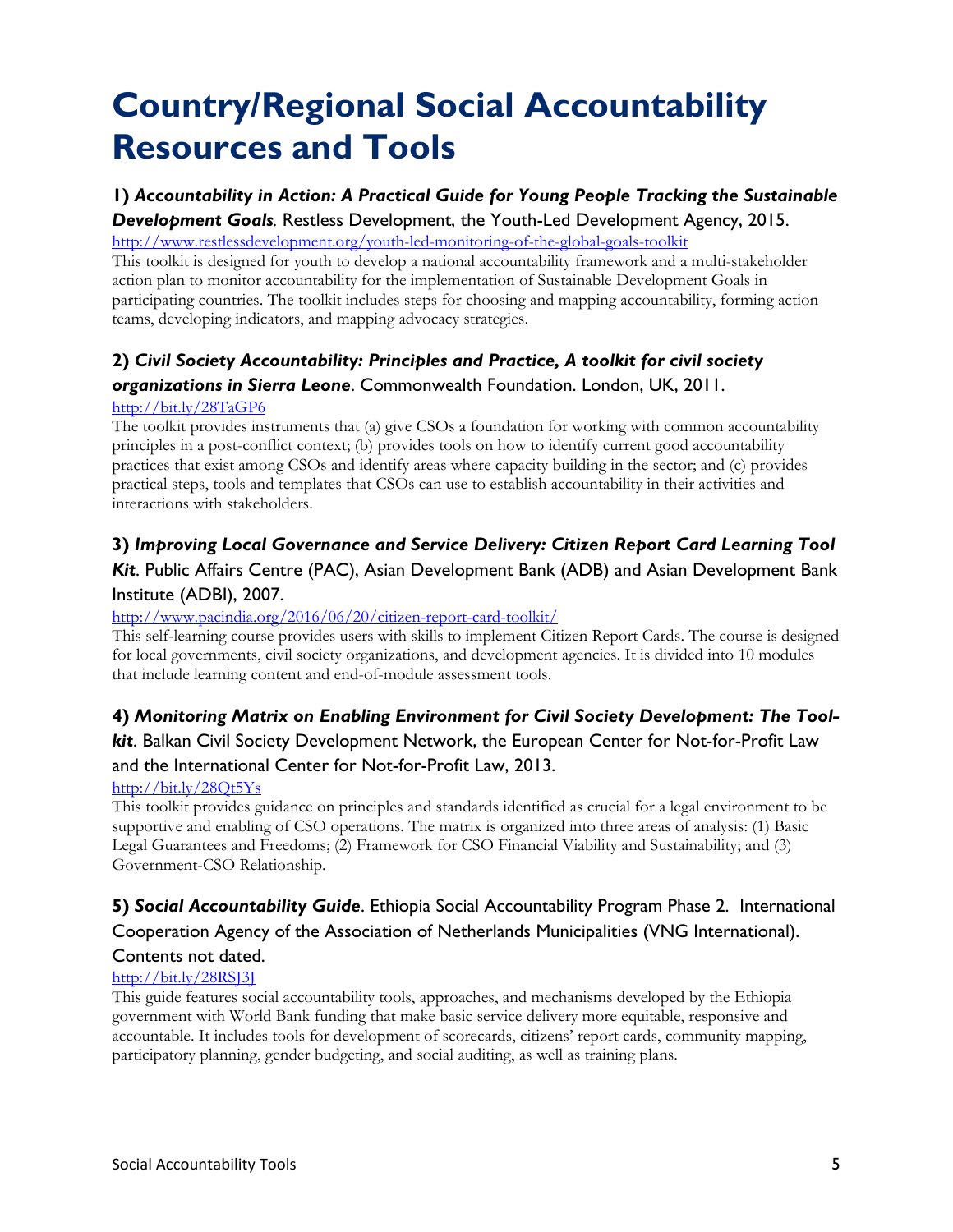# Country/Regional Social Accountability Resources and Tools

### 1) *Accountability in Action: A Practical Guide for Young People Tracking the Sustainable Development Goals*. Restless Development, the Youth-Led Development Agency, 2015.

http://www.restlessdevelopment.org/youth-led-monitoring-of-the-global-goals-toolkit

This toolkit is designed for youth to develop a national accountability framework and a multi-stakeholder action plan to monitor accountability for the implementation of Sustainable Development Goals in participating countries. The toolkit includes steps for choosing and mapping accountability, forming action teams, developing indicators, and mapping advocacy strategies.

### 2) *Civil Society Accountability: Principles and Practice, A toolkit for civil society organizations in Sierra Leone*. Commonwealth Foundation. London, UK, 2011.

http://bit.ly/28TaGP6

The toolkit provides instruments that (a) give CSOs a foundation for working with common accountability principles in a post-conflict context; (b) provides tools on how to identify current good accountability practices that exist among CSOs and identify areas where capacity building in the sector; and (c) provides practical steps, tools and templates that CSOs can use to establish accountability in their activities and interactions with stakeholders.

### 3) *Improving Local Governance and Service Delivery: Citizen Report Card Learning Tool Kit*. Public Affairs Centre (PAC), Asian Development Bank (ADB) and Asian Development Bank Institute (ADBI), 2007.

http://www.pacindia.org/2016/06/20/citizen-report-card-toolkit/

This self-learning course provides users with skills to implement Citizen Report Cards. The course is designed for local governments, civil society organizations, and development agencies. It is divided into 10 modules that include learning content and end-of-module assessment tools.

### 4) *Monitoring Matrix on Enabling Environment for Civil Society Development: The Tool-kit*. Balkan Civil Society Development Network, the European Center for Not-for-Profit Law and the International Center for Not-for-Profit Law, 2013.

http://bit.ly/28Qt5Ys

This toolkit provides guidance on principles and standards identified as crucial for a legal environment to be supportive and enabling of CSO operations. The matrix is organized into three areas of analysis: (1) Basic Legal Guarantees and Freedoms; (2) Framework for CSO Financial Viability and Sustainability; and (3) Government-CSO Relationship.

### 5) *Social Accountability Guide*. Ethiopia Social Accountability Program Phase 2. International Cooperation Agency of the Association of Netherlands Municipalities (VNG International). Contents not dated.

http://bit.ly/28RSJ3J

This guide features social accountability tools, approaches, and mechanisms developed by the Ethiopia government with World Bank funding that make basic service delivery more equitable, responsive and accountable. It includes tools for development of scorecards, citizens' report cards, community mapping, participatory planning, gender budgeting, and social auditing, as well as training plans.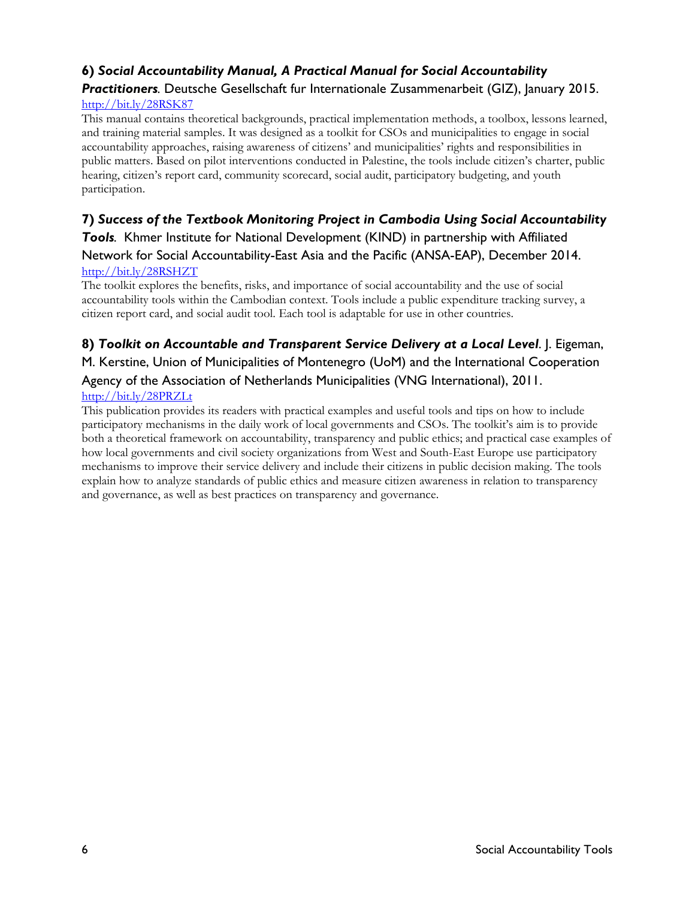**6)** ***Social Accountability Manual, A Practical Manual for Social Accountability Practitioners***. Deutsche Gesellschaft fur Internationale Zusammenarbeit (GIZ), January 2015. http://bit.ly/28RSK87

This manual contains theoretical backgrounds, practical implementation methods, a toolbox, lessons learned, and training material samples. It was designed as a toolkit for CSOs and municipalities to engage in social accountability approaches, raising awareness of citizens' and municipalities' rights and responsibilities in public matters. Based on pilot interventions conducted in Palestine, the tools include citizen's charter, public hearing, citizen's report card, community scorecard, social audit, participatory budgeting, and youth participation.

**7)** ***Success of the Textbook Monitoring Project in Cambodia Using Social Accountability Tools***. Khmer Institute for National Development (KIND) in partnership with Affiliated Network for Social Accountability-East Asia and the Pacific (ANSA-EAP), December 2014. http://bit.ly/28RSHZT

The toolkit explores the benefits, risks, and importance of social accountability and the use of social accountability tools within the Cambodian context. Tools include a public expenditure tracking survey, a citizen report card, and social audit tool. Each tool is adaptable for use in other countries.

**8)** ***Toolkit on Accountable and Transparent Service Delivery at a Local Level***. J. Eigeman, M. Kerstine, Union of Municipalities of Montenegro (UoM) and the International Cooperation Agency of the Association of Netherlands Municipalities (VNG International), 2011. http://bit.ly/28PRZLt

This publication provides its readers with practical examples and useful tools and tips on how to include participatory mechanisms in the daily work of local governments and CSOs. The toolkit's aim is to provide both a theoretical framework on accountability, transparency and public ethics; and practical case examples of how local governments and civil society organizations from West and South-East Europe use participatory mechanisms to improve their service delivery and include their citizens in public decision making. The tools explain how to analyze standards of public ethics and measure citizen awareness in relation to transparency and governance, as well as best practices on transparency and governance.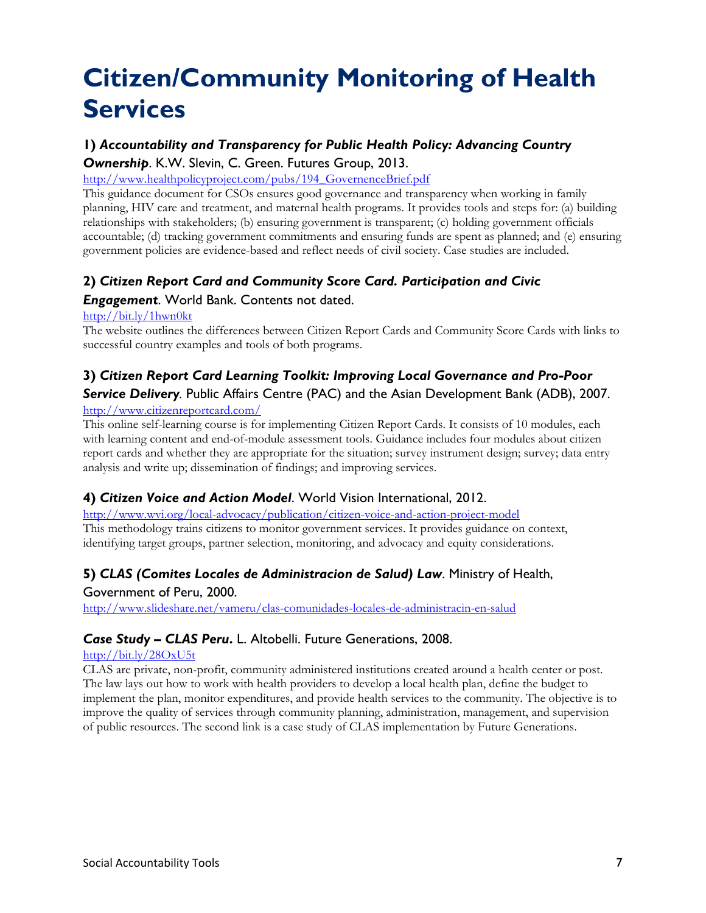# Citizen/Community Monitoring of Health Services

### 1) *Accountability and Transparency for Public Health Policy: Advancing Country Ownership*. K.W. Slevin, C. Green. Futures Group, 2013.

http://www.healthpolicyproject.com/pubs/194_GovernenceBrief.pdf

This guidance document for CSOs ensures good governance and transparency when working in family planning, HIV care and treatment, and maternal health programs. It provides tools and steps for: (a) building relationships with stakeholders; (b) ensuring government is transparent; (c) holding government officials accountable; (d) tracking government commitments and ensuring funds are spent as planned; and (e) ensuring government policies are evidence-based and reflect needs of civil society. Case studies are included.

### 2) *Citizen Report Card and Community Score Card. Participation and Civic Engagement*. World Bank. Contents not dated.

http://bit.ly/1hwn0kt

The website outlines the differences between Citizen Report Cards and Community Score Cards with links to successful country examples and tools of both programs.

### 3) *Citizen Report Card Learning Toolkit: Improving Local Governance and Pro-Poor Service Delivery*. Public Affairs Centre (PAC) and the Asian Development Bank (ADB), 2007.

http://www.citizenreportcard.com/

This online self-learning course is for implementing Citizen Report Cards. It consists of 10 modules, each with learning content and end-of-module assessment tools. Guidance includes four modules about citizen report cards and whether they are appropriate for the situation; survey instrument design; survey; data entry analysis and write up; dissemination of findings; and improving services.

### 4) *Citizen Voice and Action Model*. World Vision International, 2012.

http://www.wvi.org/local-advocacy/publication/citizen-voice-and-action-project-model

This methodology trains citizens to monitor government services. It provides guidance on context, identifying target groups, partner selection, monitoring, and advocacy and equity considerations.

### 5) *CLAS (Comites Locales de Administracion de Salud) Law*. Ministry of Health, Government of Peru, 2000.

http://www.slideshare.net/vameru/clas-comunidades-locales-de-administracin-en-salud

### *Case Study – CLAS Peru*. L. Altobelli. Future Generations, 2008.

http://bit.ly/28OxU5t

CLAS are private, non-profit, community administered institutions created around a health center or post. The law lays out how to work with health providers to develop a local health plan, define the budget to implement the plan, monitor expenditures, and provide health services to the community. The objective is to improve the quality of services through community planning, administration, management, and supervision of public resources. The second link is a case study of CLAS implementation by Future Generations.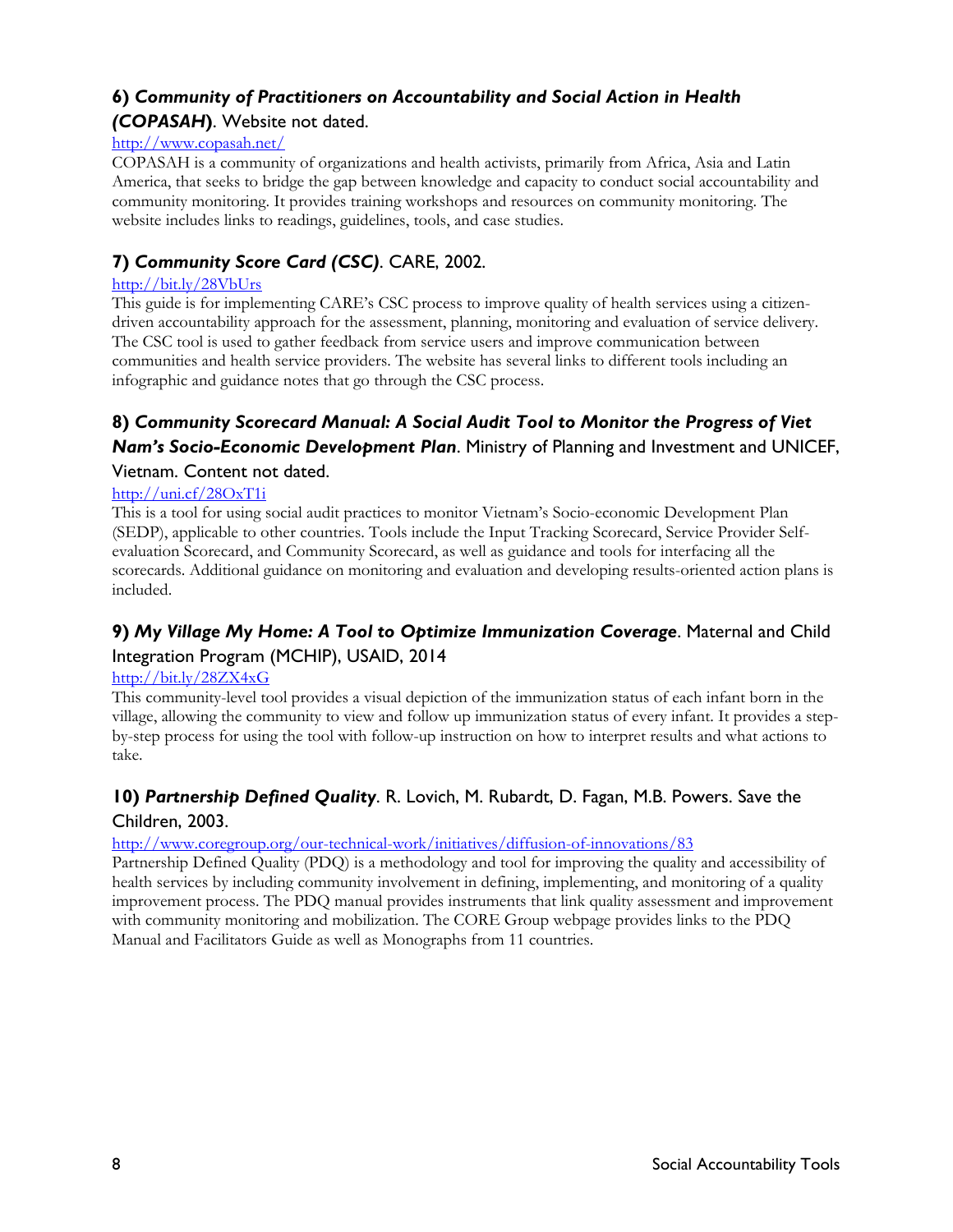### 6) *Community of Practitioners on Accountability and Social Action in Health (COPASAH)*. Website not dated.

http://www.copasah.net/

COPASAH is a community of organizations and health activists, primarily from Africa, Asia and Latin America, that seeks to bridge the gap between knowledge and capacity to conduct social accountability and community monitoring. It provides training workshops and resources on community monitoring. The website includes links to readings, guidelines, tools, and case studies.

### 7) *Community Score Card (CSC)*. CARE, 2002.

http://bit.ly/28VbUrs

This guide is for implementing CARE's CSC process to improve quality of health services using a citizen-driven accountability approach for the assessment, planning, monitoring and evaluation of service delivery. The CSC tool is used to gather feedback from service users and improve communication between communities and health service providers. The website has several links to different tools including an infographic and guidance notes that go through the CSC process.

### 8) *Community Scorecard Manual: A Social Audit Tool to Monitor the Progress of Viet Nam's Socio-Economic Development Plan*. Ministry of Planning and Investment and UNICEF, Vietnam. Content not dated.

http://uni.cf/28OxT1i

This is a tool for using social audit practices to monitor Vietnam's Socio-economic Development Plan (SEDP), applicable to other countries. Tools include the Input Tracking Scorecard, Service Provider Self-evaluation Scorecard, and Community Scorecard, as well as guidance and tools for interfacing all the scorecards. Additional guidance on monitoring and evaluation and developing results-oriented action plans is included.

### 9) *My Village My Home: A Tool to Optimize Immunization Coverage*. Maternal and Child Integration Program (MCHIP), USAID, 2014

http://bit.ly/28ZX4xG

This community-level tool provides a visual depiction of the immunization status of each infant born in the village, allowing the community to view and follow up immunization status of every infant. It provides a step-by-step process for using the tool with follow-up instruction on how to interpret results and what actions to take.

### 10) *Partnership Defined Quality*. R. Lovich, M. Rubardt, D. Fagan, M.B. Powers. Save the Children, 2003.

http://www.coregroup.org/our-technical-work/initiatives/diffusion-of-innovations/83

Partnership Defined Quality (PDQ) is a methodology and tool for improving the quality and accessibility of health services by including community involvement in defining, implementing, and monitoring of a quality improvement process. The PDQ manual provides instruments that link quality assessment and improvement with community monitoring and mobilization. The CORE Group webpage provides links to the PDQ Manual and Facilitators Guide as well as Monographs from 11 countries.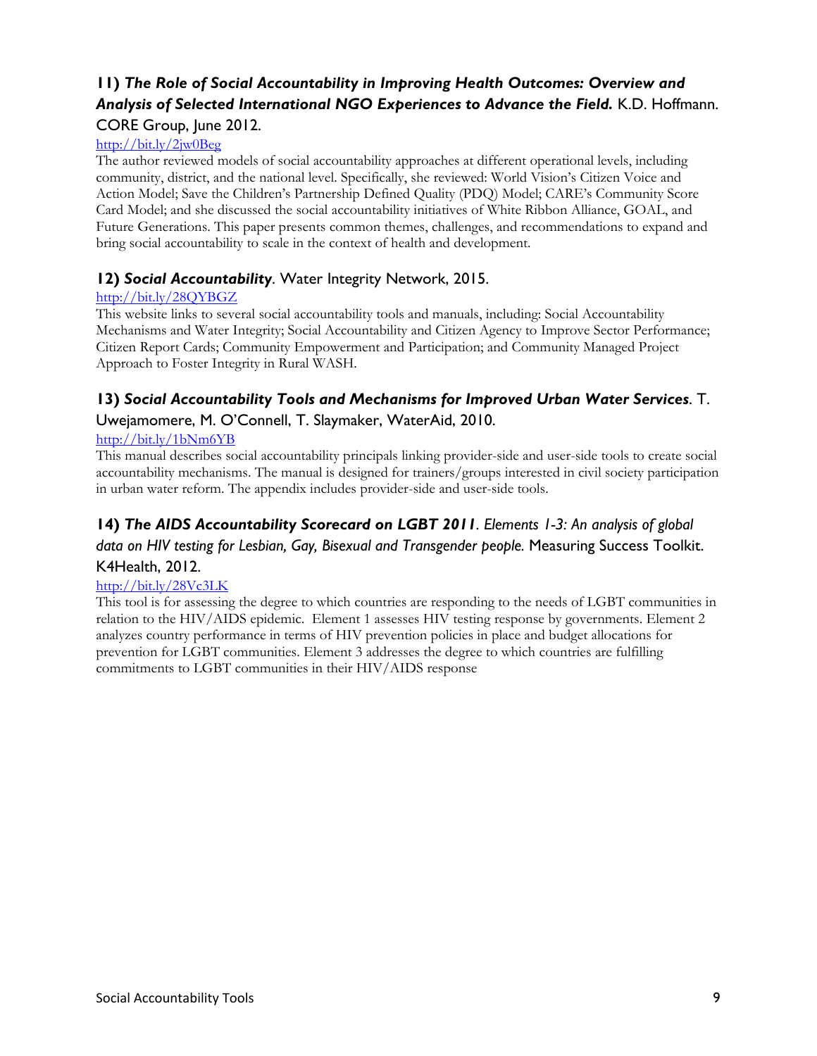### 11) *The Role of Social Accountability in Improving Health Outcomes: Overview and Analysis of Selected International NGO Experiences to Advance the Field.* K.D. Hoffmann. CORE Group, June 2012.

http://bit.ly/2jw0Beg

The author reviewed models of social accountability approaches at different operational levels, including community, district, and the national level. Specifically, she reviewed: World Vision's Citizen Voice and Action Model; Save the Children's Partnership Defined Quality (PDQ) Model; CARE's Community Score Card Model; and she discussed the social accountability initiatives of White Ribbon Alliance, GOAL, and Future Generations. This paper presents common themes, challenges, and recommendations to expand and bring social accountability to scale in the context of health and development.

### 12) *Social Accountability*. Water Integrity Network, 2015.

http://bit.ly/28QYBGZ

This website links to several social accountability tools and manuals, including: Social Accountability Mechanisms and Water Integrity; Social Accountability and Citizen Agency to Improve Sector Performance; Citizen Report Cards; Community Empowerment and Participation; and Community Managed Project Approach to Foster Integrity in Rural WASH.

### 13) *Social Accountability Tools and Mechanisms for Improved Urban Water Services*. T. Uwejamomere, M. O'Connell, T. Slaymaker, WaterAid, 2010.

http://bit.ly/1bNm6YB

This manual describes social accountability principals linking provider-side and user-side tools to create social accountability mechanisms. The manual is designed for trainers/groups interested in civil society participation in urban water reform. The appendix includes provider-side and user-side tools.

### 14) *The AIDS Accountability Scorecard on LGBT 2011. Elements 1-3: An analysis of global data on HIV testing for Lesbian, Gay, Bisexual and Transgender people.* Measuring Success Toolkit. K4Health, 2012.

http://bit.ly/28Vc3LK

This tool is for assessing the degree to which countries are responding to the needs of LGBT communities in relation to the HIV/AIDS epidemic. Element 1 assesses HIV testing response by governments. Element 2 analyzes country performance in terms of HIV prevention policies in place and budget allocations for prevention for LGBT communities. Element 3 addresses the degree to which countries are fulfilling commitments to LGBT communities in their HIV/AIDS response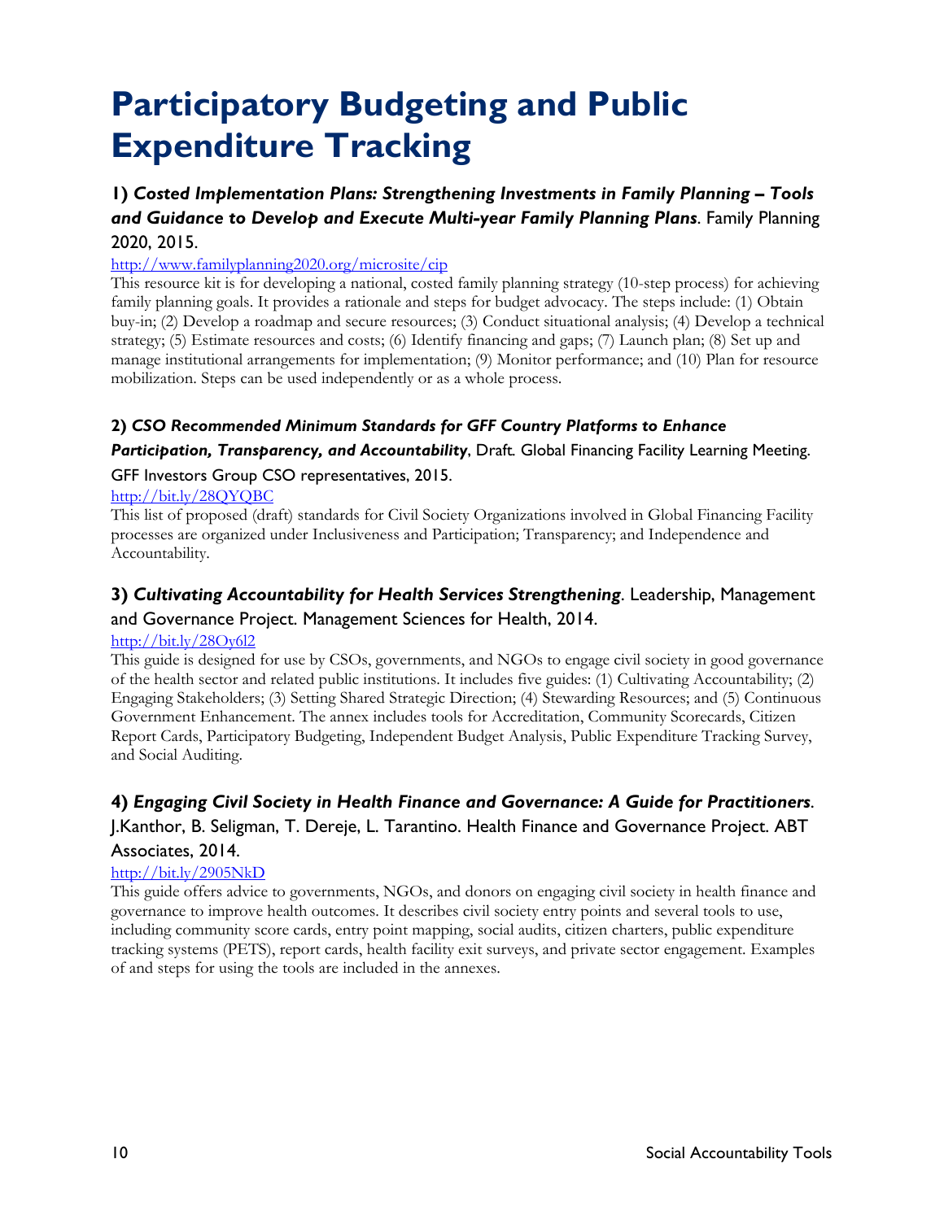# Participatory Budgeting and Public Expenditure Tracking

### 1) *Costed Implementation Plans: Strengthening Investments in Family Planning – Tools and Guidance to Develop and Execute Multi-year Family Planning Plans*. Family Planning 2020, 2015.

http://www.familyplanning2020.org/microsite/cip

This resource kit is for developing a national, costed family planning strategy (10-step process) for achieving family planning goals. It provides a rationale and steps for budget advocacy. The steps include: (1) Obtain buy-in; (2) Develop a roadmap and secure resources; (3) Conduct situational analysis; (4) Develop a technical strategy; (5) Estimate resources and costs; (6) Identify financing and gaps; (7) Launch plan; (8) Set up and manage institutional arrangements for implementation; (9) Monitor performance; and (10) Plan for resource mobilization. Steps can be used independently or as a whole process.

### 2) *CSO Recommended Minimum Standards for GFF Country Platforms to Enhance Participation, Transparency, and Accountability*, Draft. Global Financing Facility Learning Meeting. GFF Investors Group CSO representatives, 2015.

http://bit.ly/28QYQBC

This list of proposed (draft) standards for Civil Society Organizations involved in Global Financing Facility processes are organized under Inclusiveness and Participation; Transparency; and Independence and Accountability.

### 3) *Cultivating Accountability for Health Services Strengthening*. Leadership, Management and Governance Project. Management Sciences for Health, 2014.

http://bit.ly/28Oy6l2

This guide is designed for use by CSOs, governments, and NGOs to engage civil society in good governance of the health sector and related public institutions. It includes five guides: (1) Cultivating Accountability; (2) Engaging Stakeholders; (3) Setting Shared Strategic Direction; (4) Stewarding Resources; and (5) Continuous Government Enhancement. The annex includes tools for Accreditation, Community Scorecards, Citizen Report Cards, Participatory Budgeting, Independent Budget Analysis, Public Expenditure Tracking Survey, and Social Auditing.

### 4) *Engaging Civil Society in Health Finance and Governance: A Guide for Practitioners*. J.Kanthor, B. Seligman, T. Dereje, L. Tarantino. Health Finance and Governance Project. ABT Associates, 2014.

http://bit.ly/2905NkD

This guide offers advice to governments, NGOs, and donors on engaging civil society in health finance and governance to improve health outcomes. It describes civil society entry points and several tools to use, including community score cards, entry point mapping, social audits, citizen charters, public expenditure tracking systems (PETS), report cards, health facility exit surveys, and private sector engagement. Examples of and steps for using the tools are included in the annexes.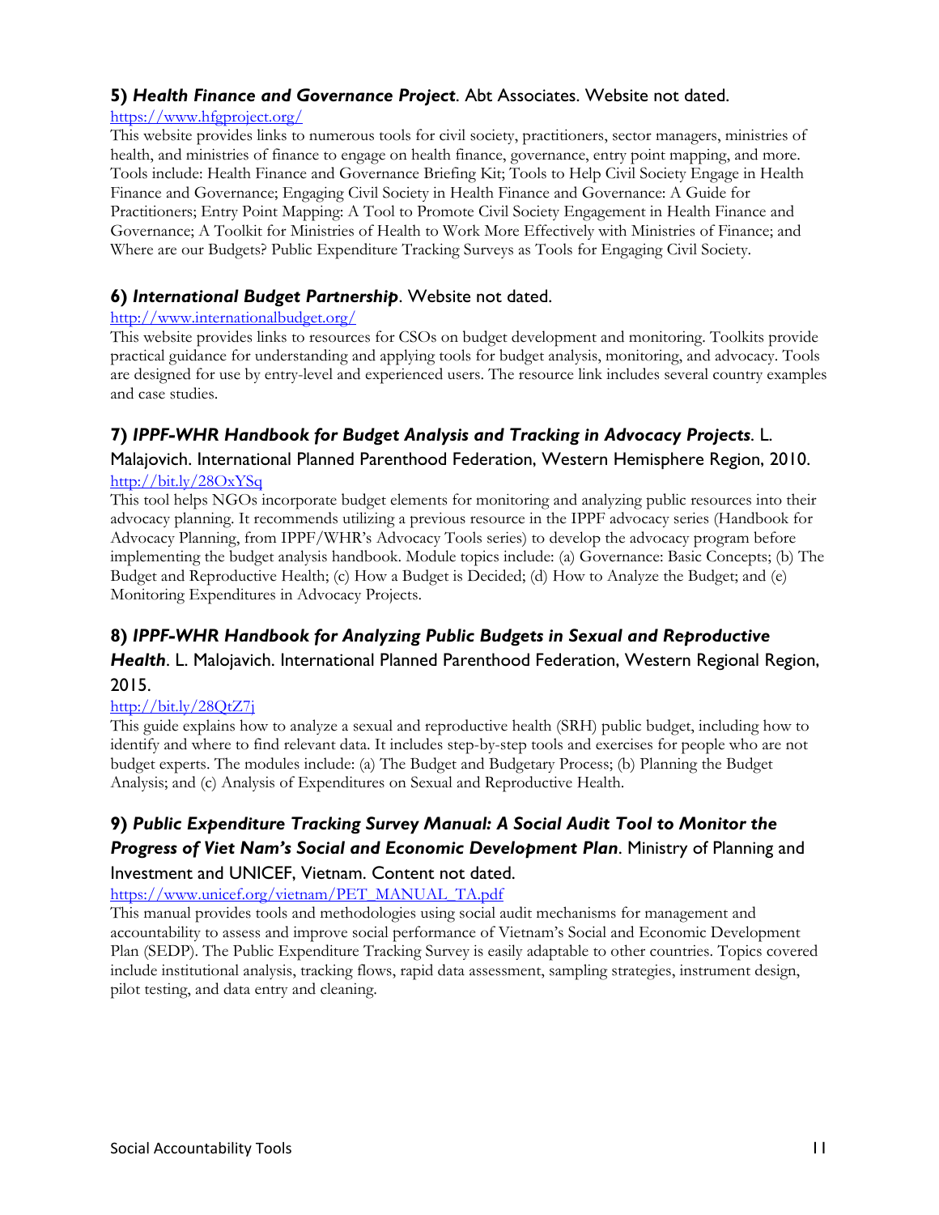### 5) ***Health Finance and Governance Project***. Abt Associates. Website not dated.

https://www.hfgproject.org/

This website provides links to numerous tools for civil society, practitioners, sector managers, ministries of health, and ministries of finance to engage on health finance, governance, entry point mapping, and more. Tools include: Health Finance and Governance Briefing Kit; Tools to Help Civil Society Engage in Health Finance and Governance; Engaging Civil Society in Health Finance and Governance: A Guide for Practitioners; Entry Point Mapping: A Tool to Promote Civil Society Engagement in Health Finance and Governance; A Toolkit for Ministries of Health to Work More Effectively with Ministries of Finance; and Where are our Budgets? Public Expenditure Tracking Surveys as Tools for Engaging Civil Society.

### 6) ***International Budget Partnership***. Website not dated.

http://www.internationalbudget.org/

This website provides links to resources for CSOs on budget development and monitoring. Toolkits provide practical guidance for understanding and applying tools for budget analysis, monitoring, and advocacy. Tools are designed for use by entry-level and experienced users. The resource link includes several country examples and case studies.

### 7) ***IPPF-WHR Handbook for Budget Analysis and Tracking in Advocacy Projects***. L. Malajovich. International Planned Parenthood Federation, Western Hemisphere Region, 2010.

http://bit.ly/28OxYSq

This tool helps NGOs incorporate budget elements for monitoring and analyzing public resources into their advocacy planning. It recommends utilizing a previous resource in the IPPF advocacy series (Handbook for Advocacy Planning, from IPPF/WHR's Advocacy Tools series) to develop the advocacy program before implementing the budget analysis handbook. Module topics include: (a) Governance: Basic Concepts; (b) The Budget and Reproductive Health; (c) How a Budget is Decided; (d) How to Analyze the Budget; and (e) Monitoring Expenditures in Advocacy Projects.

### 8) ***IPPF-WHR Handbook for Analyzing Public Budgets in Sexual and Reproductive Health***. L. Malojavich. International Planned Parenthood Federation, Western Regional Region, 2015.

http://bit.ly/28QtZ7j

This guide explains how to analyze a sexual and reproductive health (SRH) public budget, including how to identify and where to find relevant data. It includes step-by-step tools and exercises for people who are not budget experts. The modules include: (a) The Budget and Budgetary Process; (b) Planning the Budget Analysis; and (c) Analysis of Expenditures on Sexual and Reproductive Health.

### 9) ***Public Expenditure Tracking Survey Manual: A Social Audit Tool to Monitor the Progress of Viet Nam's Social and Economic Development Plan***. Ministry of Planning and Investment and UNICEF, Vietnam. Content not dated.

https://www.unicef.org/vietnam/PET_MANUAL_TA.pdf

This manual provides tools and methodologies using social audit mechanisms for management and accountability to assess and improve social performance of Vietnam's Social and Economic Development Plan (SEDP). The Public Expenditure Tracking Survey is easily adaptable to other countries. Topics covered include institutional analysis, tracking flows, rapid data assessment, sampling strategies, instrument design, pilot testing, and data entry and cleaning.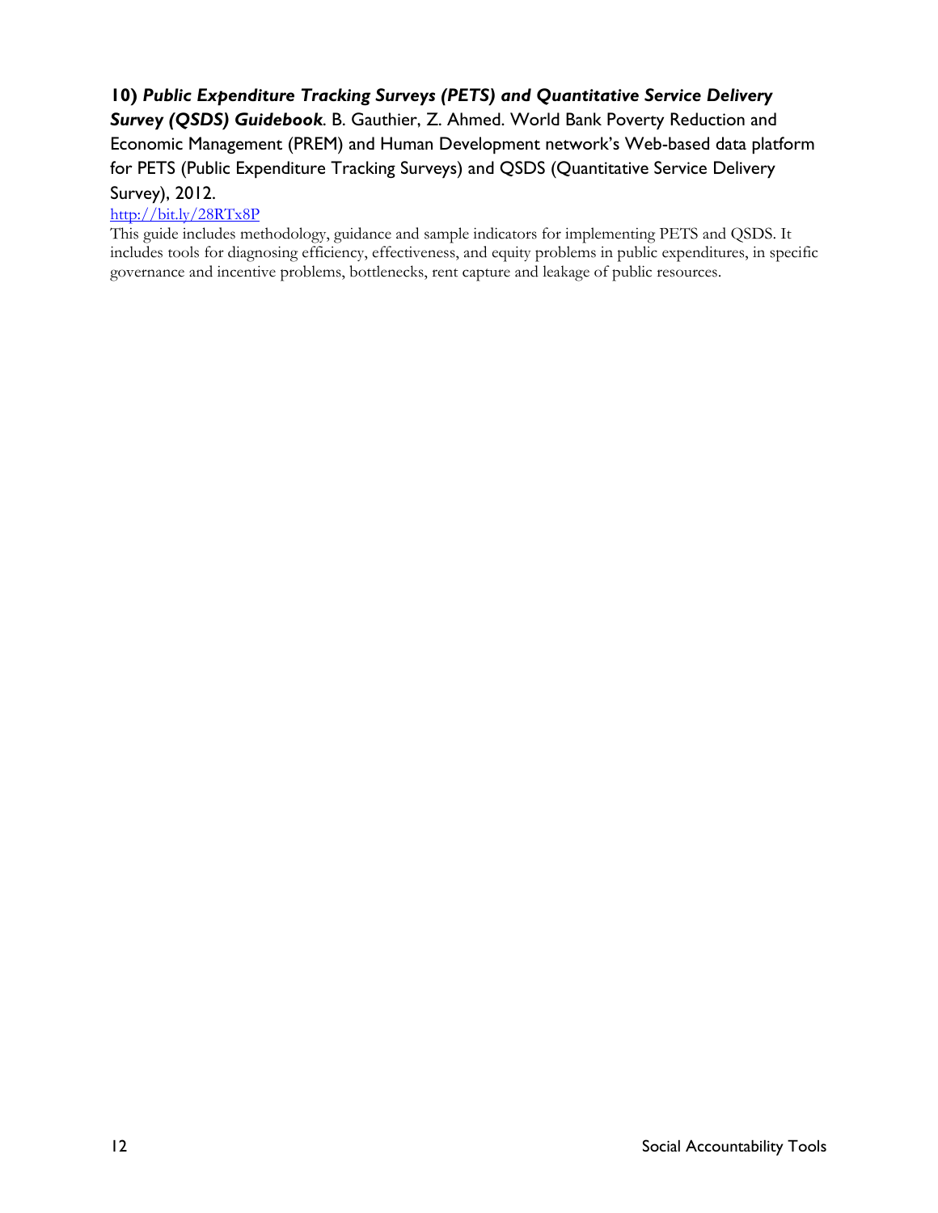**10)** ***Public Expenditure Tracking Surveys (PETS) and Quantitative Service Delivery Survey (QSDS) Guidebook***. B. Gauthier, Z. Ahmed. World Bank Poverty Reduction and Economic Management (PREM) and Human Development network's Web-based data platform for PETS (Public Expenditure Tracking Surveys) and QSDS (Quantitative Service Delivery Survey), 2012.

http://bit.ly/28RTx8P

This guide includes methodology, guidance and sample indicators for implementing PETS and QSDS. It includes tools for diagnosing efficiency, effectiveness, and equity problems in public expenditures, in specific governance and incentive problems, bottlenecks, rent capture and leakage of public resources.